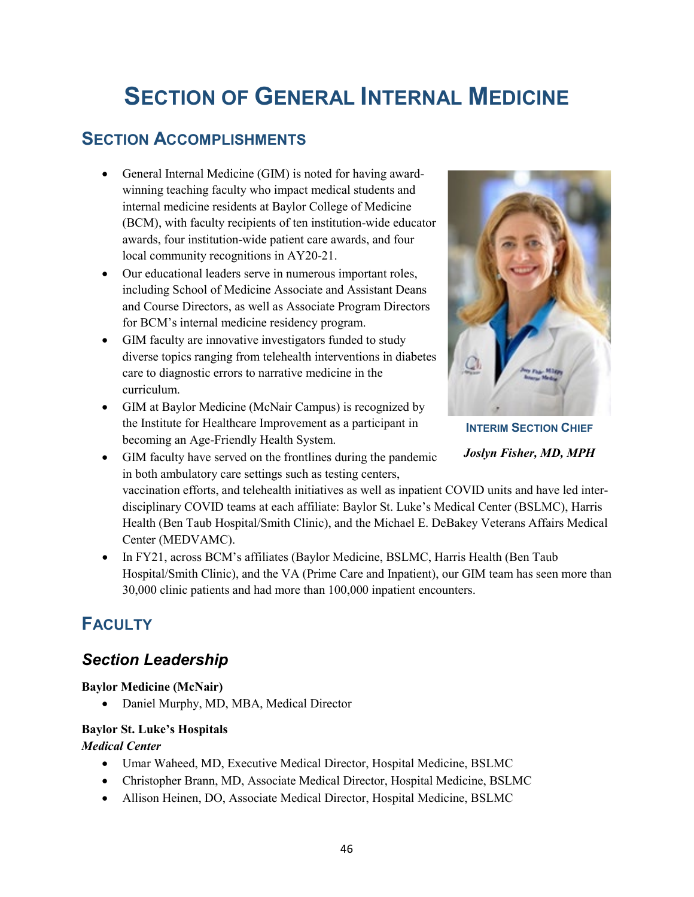# SECTION OF GENERAL INTERNAL MEDICINE

## SECTION ACCOMPLISHMENTS

- General Internal Medicine (GIM) is noted for having award-winning teaching faculty who impact medical students and internal medicine residents at Baylor College of Medicine (BCM), with faculty recipients of ten institution-wide educator awards, four institution-wide patient care awards, and four local community recognitions in AY20-21.
- Our educational leaders serve in numerous important roles, including School of Medicine Associate and Assistant Deans and Course Directors, as well as Associate Program Directors for BCM's internal medicine residency program.
- GIM faculty are innovative investigators funded to study diverse topics ranging from telehealth interventions in diabetes care to diagnostic errors to narrative medicine in the curriculum.
- GIM at Baylor Medicine (McNair Campus) is recognized by the Institute for Healthcare Improvement as a participant in becoming an Age-Friendly Health System.
- GIM faculty have served on the frontlines during the pandemic in both ambulatory care settings such as testing centers, vaccination efforts, and telehealth initiatives as well as inpatient COVID units and have led inter-disciplinary COVID teams at each affiliate: Baylor St. Luke's Medical Center (BSLMC), Harris Health (Ben Taub Hospital/Smith Clinic), and the Michael E. DeBakey Veterans Affairs Medical Center (MEDVAMC).
- In FY21, across BCM's affiliates (Baylor Medicine, BSLMC, Harris Health (Ben Taub Hospital/Smith Clinic), and the VA (Prime Care and Inpatient), our GIM team has seen more than 30,000 clinic patients and had more than 100,000 inpatient encounters.

**INTERIM SECTION CHIEF**

***Joslyn Fisher, MD, MPH***

## FACULTY

### *Section Leadership*

**Baylor Medicine (McNair)**

- Daniel Murphy, MD, MBA, Medical Director

**Baylor St. Luke's Hospitals**

***Medical Center***

- Umar Waheed, MD, Executive Medical Director, Hospital Medicine, BSLMC
- Christopher Brann, MD, Associate Medical Director, Hospital Medicine, BSLMC
- Allison Heinen, DO, Associate Medical Director, Hospital Medicine, BSLMC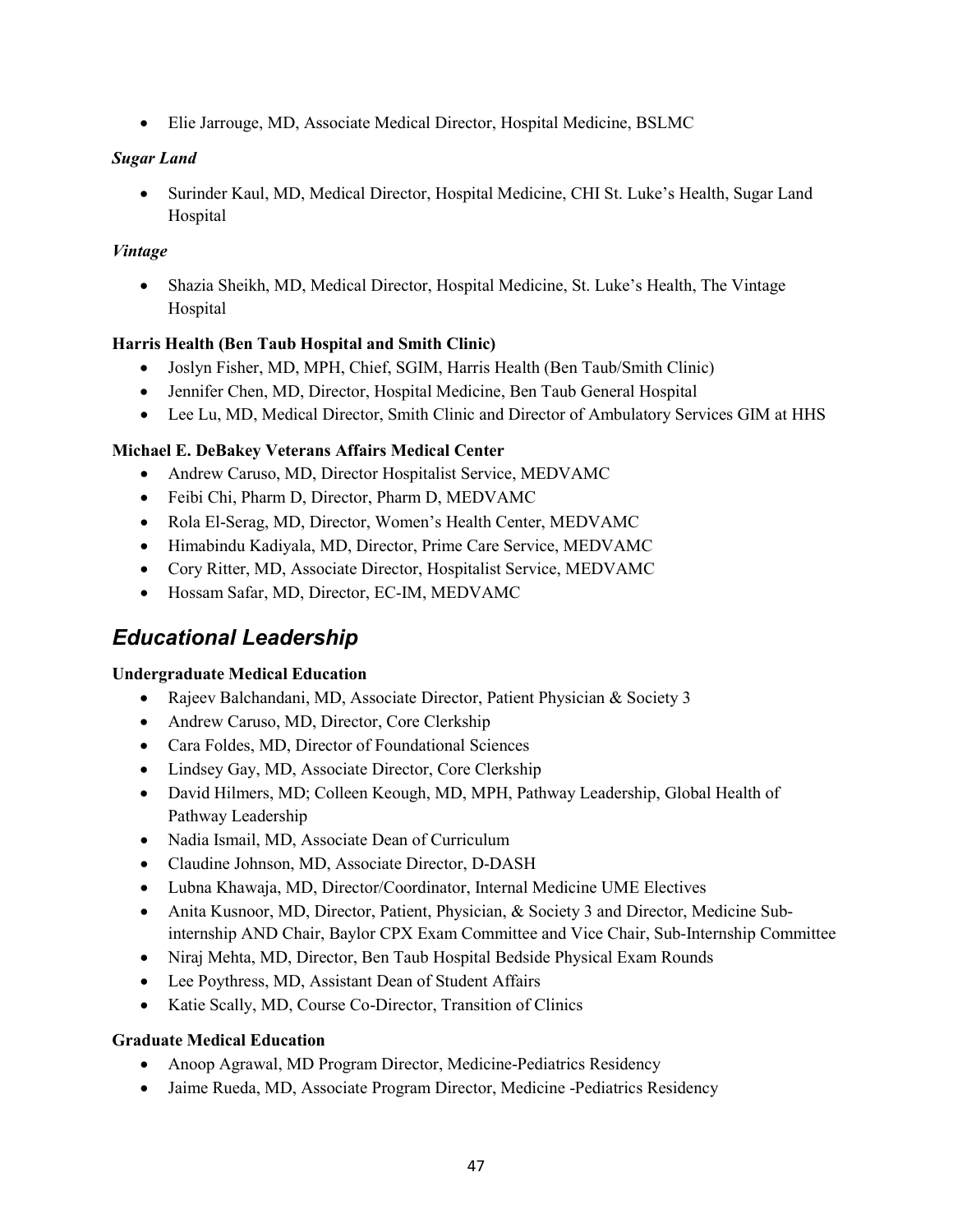- Elie Jarrouge, MD, Associate Medical Director, Hospital Medicine, BSLMC

***Sugar Land***

- Surinder Kaul, MD, Medical Director, Hospital Medicine, CHI St. Luke's Health, Sugar Land Hospital

***Vintage***

- Shazia Sheikh, MD, Medical Director, Hospital Medicine, St. Luke's Health, The Vintage Hospital

**Harris Health (Ben Taub Hospital and Smith Clinic)**

- Joslyn Fisher, MD, MPH, Chief, SGIM, Harris Health (Ben Taub/Smith Clinic)
- Jennifer Chen, MD, Director, Hospital Medicine, Ben Taub General Hospital
- Lee Lu, MD, Medical Director, Smith Clinic and Director of Ambulatory Services GIM at HHS

**Michael E. DeBakey Veterans Affairs Medical Center**

- Andrew Caruso, MD, Director Hospitalist Service, MEDVAMC
- Feibi Chi, Pharm D, Director, Pharm D, MEDVAMC
- Rola El-Serag, MD, Director, Women's Health Center, MEDVAMC
- Himabindu Kadiyala, MD, Director, Prime Care Service, MEDVAMC
- Cory Ritter, MD, Associate Director, Hospitalist Service, MEDVAMC
- Hossam Safar, MD, Director, EC-IM, MEDVAMC

## *Educational Leadership*

**Undergraduate Medical Education**

- Rajeev Balchandani, MD, Associate Director, Patient Physician & Society 3
- Andrew Caruso, MD, Director, Core Clerkship
- Cara Foldes, MD, Director of Foundational Sciences
- Lindsey Gay, MD, Associate Director, Core Clerkship
- David Hilmers, MD; Colleen Keough, MD, MPH, Pathway Leadership, Global Health of Pathway Leadership
- Nadia Ismail, MD, Associate Dean of Curriculum
- Claudine Johnson, MD, Associate Director, D-DASH
- Lubna Khawaja, MD, Director/Coordinator, Internal Medicine UME Electives
- Anita Kusnoor, MD, Director, Patient, Physician, & Society 3 and Director, Medicine Sub-internship AND Chair, Baylor CPX Exam Committee and Vice Chair, Sub-Internship Committee
- Niraj Mehta, MD, Director, Ben Taub Hospital Bedside Physical Exam Rounds
- Lee Poythress, MD, Assistant Dean of Student Affairs
- Katie Scally, MD, Course Co-Director, Transition of Clinics

**Graduate Medical Education**

- Anoop Agrawal, MD Program Director, Medicine-Pediatrics Residency
- Jaime Rueda, MD, Associate Program Director, Medicine -Pediatrics Residency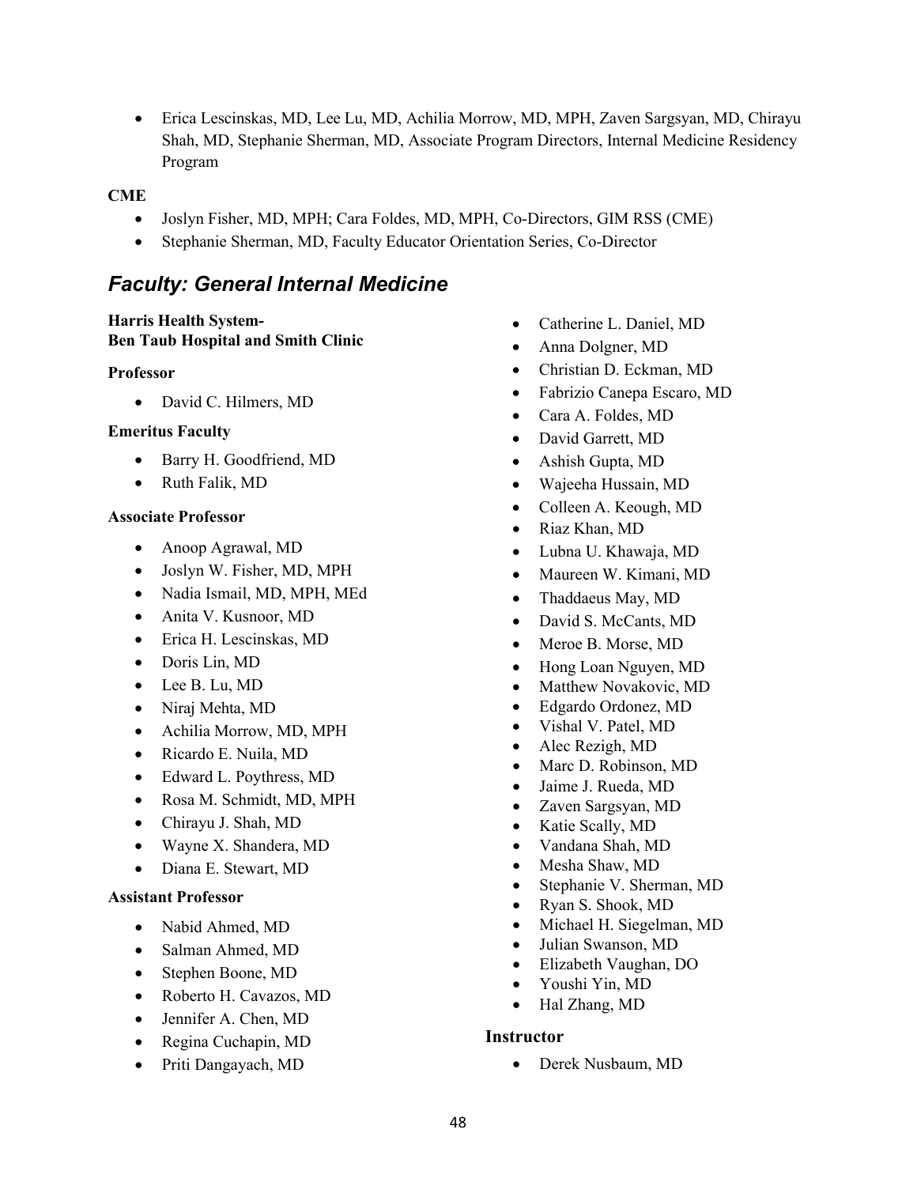- Erica Lescinskas, MD, Lee Lu, MD, Achilia Morrow, MD, MPH, Zaven Sargsyan, MD, Chirayu Shah, MD, Stephanie Sherman, MD, Associate Program Directors, Internal Medicine Residency Program

**CME**

- Joslyn Fisher, MD, MPH; Cara Foldes, MD, MPH, Co-Directors, GIM RSS (CME)
- Stephanie Sherman, MD, Faculty Educator Orientation Series, Co-Director

## *Faculty: General Internal Medicine*

**Harris Health System-**
**Ben Taub Hospital and Smith Clinic**

**Professor**

- David C. Hilmers, MD

**Emeritus Faculty**

- Barry H. Goodfriend, MD
- Ruth Falik, MD

**Associate Professor**

- Anoop Agrawal, MD
- Joslyn W. Fisher, MD, MPH
- Nadia Ismail, MD, MPH, MEd
- Anita V. Kusnoor, MD
- Erica H. Lescinskas, MD
- Doris Lin, MD
- Lee B. Lu, MD
- Niraj Mehta, MD
- Achilia Morrow, MD, MPH
- Ricardo E. Nuila, MD
- Edward L. Poythress, MD
- Rosa M. Schmidt, MD, MPH
- Chirayu J. Shah, MD
- Wayne X. Shandera, MD
- Diana E. Stewart, MD

**Assistant Professor**

- Nabid Ahmed, MD
- Salman Ahmed, MD
- Stephen Boone, MD
- Roberto H. Cavazos, MD
- Jennifer A. Chen, MD
- Regina Cuchapin, MD
- Priti Dangayach, MD
- Catherine L. Daniel, MD
- Anna Dolgner, MD
- Christian D. Eckman, MD
- Fabrizio Canepa Escaro, MD
- Cara A. Foldes, MD
- David Garrett, MD
- Ashish Gupta, MD
- Wajeeha Hussain, MD
- Colleen A. Keough, MD
- Riaz Khan, MD
- Lubna U. Khawaja, MD
- Maureen W. Kimani, MD
- Thaddaeus May, MD
- David S. McCants, MD
- Meroe B. Morse, MD
- Hong Loan Nguyen, MD
- Matthew Novakovic, MD
- Edgardo Ordonez, MD
- Vishal V. Patel, MD
- Alec Rezigh, MD
- Marc D. Robinson, MD
- Jaime J. Rueda, MD
- Zaven Sargsyan, MD
- Katie Scally, MD
- Vandana Shah, MD
- Mesha Shaw, MD
- Stephanie V. Sherman, MD
- Ryan S. Shook, MD
- Michael H. Siegelman, MD
- Julian Swanson, MD
- Elizabeth Vaughan, DO
- Youshi Yin, MD
- Hal Zhang, MD

**Instructor**

- Derek Nusbaum, MD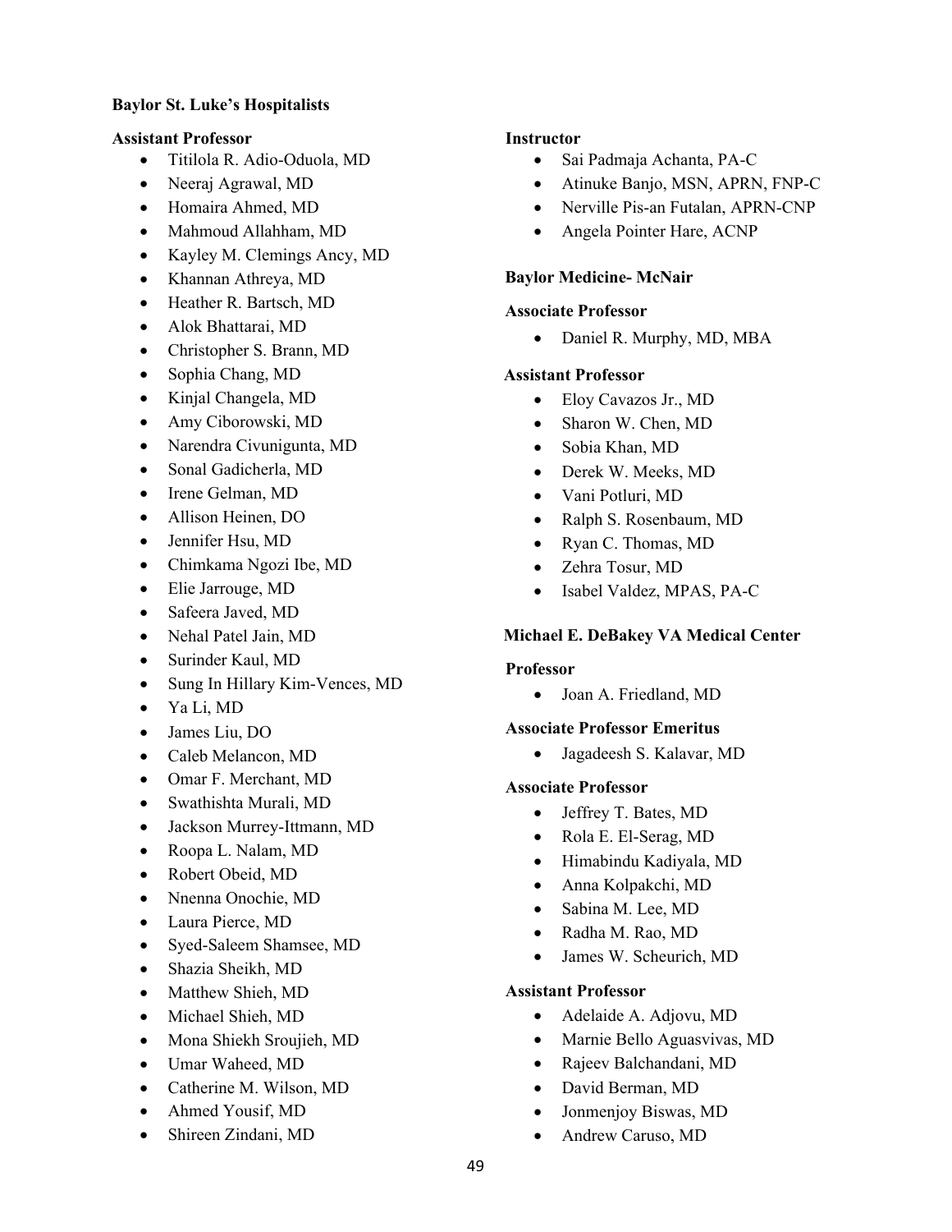**Baylor St. Luke's Hospitalists**

**Assistant Professor**

- Titilola R. Adio-Oduola, MD
- Neeraj Agrawal, MD
- Homaira Ahmed, MD
- Mahmoud Allahham, MD
- Kayley M. Clemings Ancy, MD
- Khannan Athreya, MD
- Heather R. Bartsch, MD
- Alok Bhattarai, MD
- Christopher S. Brann, MD
- Sophia Chang, MD
- Kinjal Changela, MD
- Amy Ciborowski, MD
- Narendra Civunigunta, MD
- Sonal Gadicherla, MD
- Irene Gelman, MD
- Allison Heinen, DO
- Jennifer Hsu, MD
- Chimkama Ngozi Ibe, MD
- Elie Jarrouge, MD
- Safeera Javed, MD
- Nehal Patel Jain, MD
- Surinder Kaul, MD
- Sung In Hillary Kim-Vences, MD
- Ya Li, MD
- James Liu, DO
- Caleb Melancon, MD
- Omar F. Merchant, MD
- Swathishta Murali, MD
- Jackson Murrey-Ittmann, MD
- Roopa L. Nalam, MD
- Robert Obeid, MD
- Nnenna Onochie, MD
- Laura Pierce, MD
- Syed-Saleem Shamsee, MD
- Shazia Sheikh, MD
- Matthew Shieh, MD
- Michael Shieh, MD
- Mona Shiekh Sroujieh, MD
- Umar Waheed, MD
- Catherine M. Wilson, MD
- Ahmed Yousif, MD
- Shireen Zindani, MD

**Instructor**

- Sai Padmaja Achanta, PA-C
- Atinuke Banjo, MSN, APRN, FNP-C
- Nerville Pis-an Futalan, APRN-CNP
- Angela Pointer Hare, ACNP

**Baylor Medicine- McNair**

**Associate Professor**

- Daniel R. Murphy, MD, MBA

**Assistant Professor**

- Eloy Cavazos Jr., MD
- Sharon W. Chen, MD
- Sobia Khan, MD
- Derek W. Meeks, MD
- Vani Potluri, MD
- Ralph S. Rosenbaum, MD
- Ryan C. Thomas, MD
- Zehra Tosur, MD
- Isabel Valdez, MPAS, PA-C

**Michael E. DeBakey VA Medical Center**

**Professor**

- Joan A. Friedland, MD

**Associate Professor Emeritus**

- Jagadeesh S. Kalavar, MD

**Associate Professor**

- Jeffrey T. Bates, MD
- Rola E. El-Serag, MD
- Himabindu Kadiyala, MD
- Anna Kolpakchi, MD
- Sabina M. Lee, MD
- Radha M. Rao, MD
- James W. Scheurich, MD

**Assistant Professor**

- Adelaide A. Adjovu, MD
- Marnie Bello Aguasvivas, MD
- Rajeev Balchandani, MD
- David Berman, MD
- Jonmenjoy Biswas, MD
- Andrew Caruso, MD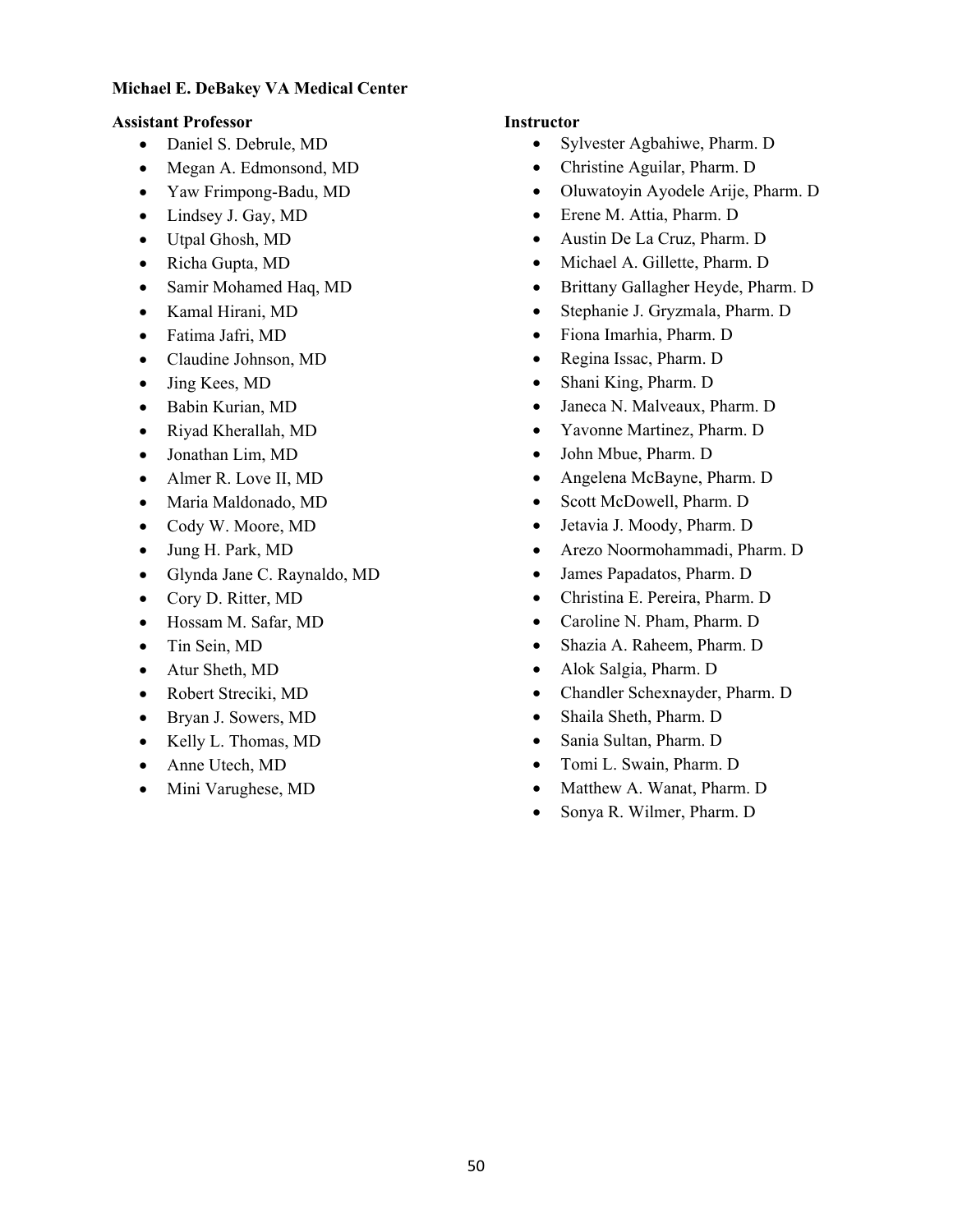**Michael E. DeBakey VA Medical Center**

**Assistant Professor**

- Daniel S. Debrule, MD
- Megan A. Edmonsond, MD
- Yaw Frimpong-Badu, MD
- Lindsey J. Gay, MD
- Utpal Ghosh, MD
- Richa Gupta, MD
- Samir Mohamed Haq, MD
- Kamal Hirani, MD
- Fatima Jafri, MD
- Claudine Johnson, MD
- Jing Kees, MD
- Babin Kurian, MD
- Riyad Kherallah, MD
- Jonathan Lim, MD
- Almer R. Love II, MD
- Maria Maldonado, MD
- Cody W. Moore, MD
- Jung H. Park, MD
- Glynda Jane C. Raynaldo, MD
- Cory D. Ritter, MD
- Hossam M. Safar, MD
- Tin Sein, MD
- Atur Sheth, MD
- Robert Streciki, MD
- Bryan J. Sowers, MD
- Kelly L. Thomas, MD
- Anne Utech, MD
- Mini Varughese, MD

**Instructor**

- Sylvester Agbahiwe, Pharm. D
- Christine Aguilar, Pharm. D
- Oluwatoyin Ayodele Arije, Pharm. D
- Erene M. Attia, Pharm. D
- Austin De La Cruz, Pharm. D
- Michael A. Gillette, Pharm. D
- Brittany Gallagher Heyde, Pharm. D
- Stephanie J. Gryzmala, Pharm. D
- Fiona Imarhia, Pharm. D
- Regina Issac, Pharm. D
- Shani King, Pharm. D
- Janeca N. Malveaux, Pharm. D
- Yavonne Martinez, Pharm. D
- John Mbue, Pharm. D
- Angelena McBayne, Pharm. D
- Scott McDowell, Pharm. D
- Jetavia J. Moody, Pharm. D
- Arezo Noormohammadi, Pharm. D
- James Papadatos, Pharm. D
- Christina E. Pereira, Pharm. D
- Caroline N. Pham, Pharm. D
- Shazia A. Raheem, Pharm. D
- Alok Salgia, Pharm. D
- Chandler Schexnayder, Pharm. D
- Shaila Sheth, Pharm. D
- Sania Sultan, Pharm. D
- Tomi L. Swain, Pharm. D
- Matthew A. Wanat, Pharm. D
- Sonya R. Wilmer, Pharm. D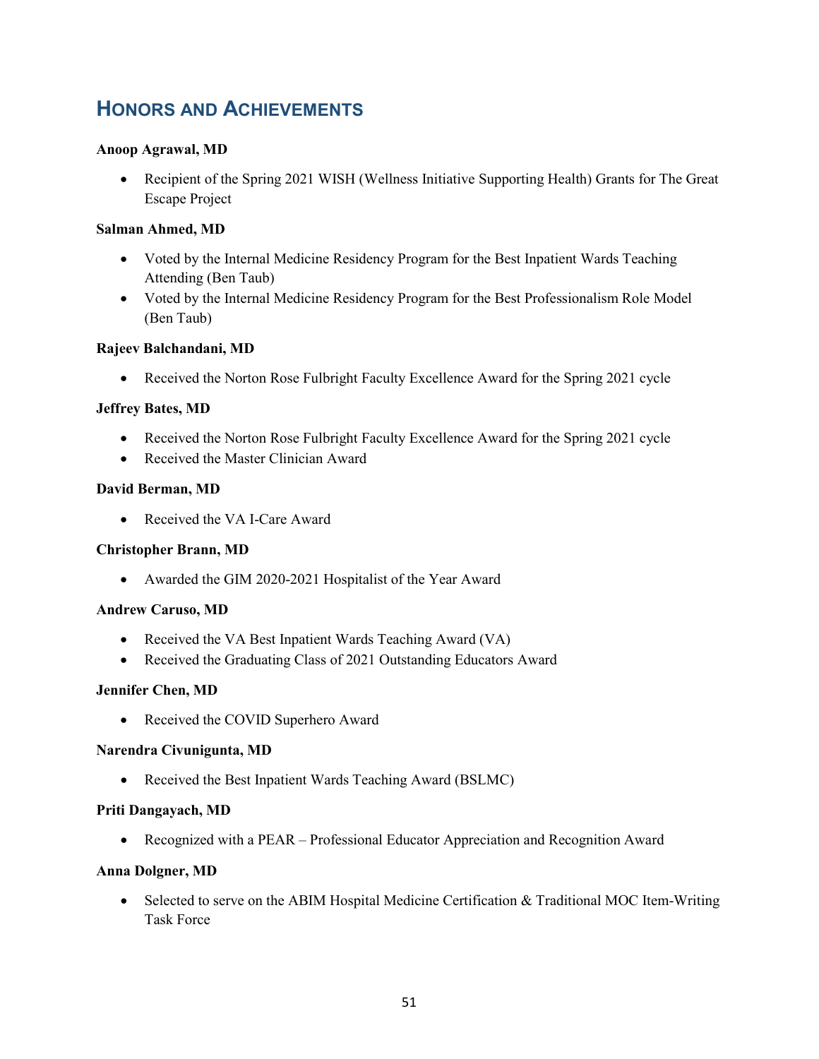## Honors and Achievements

**Anoop Agrawal, MD**

- Recipient of the Spring 2021 WISH (Wellness Initiative Supporting Health) Grants for The Great Escape Project

**Salman Ahmed, MD**

- Voted by the Internal Medicine Residency Program for the Best Inpatient Wards Teaching Attending (Ben Taub)
- Voted by the Internal Medicine Residency Program for the Best Professionalism Role Model (Ben Taub)

**Rajeev Balchandani, MD**

- Received the Norton Rose Fulbright Faculty Excellence Award for the Spring 2021 cycle

**Jeffrey Bates, MD**

- Received the Norton Rose Fulbright Faculty Excellence Award for the Spring 2021 cycle
- Received the Master Clinician Award

**David Berman, MD**

- Received the VA I-Care Award

**Christopher Brann, MD**

- Awarded the GIM 2020-2021 Hospitalist of the Year Award

**Andrew Caruso, MD**

- Received the VA Best Inpatient Wards Teaching Award (VA)
- Received the Graduating Class of 2021 Outstanding Educators Award

**Jennifer Chen, MD**

- Received the COVID Superhero Award

**Narendra Civunigunta, MD**

- Received the Best Inpatient Wards Teaching Award (BSLMC)

**Priti Dangayach, MD**

- Recognized with a PEAR – Professional Educator Appreciation and Recognition Award

**Anna Dolgner, MD**

- Selected to serve on the ABIM Hospital Medicine Certification & Traditional MOC Item-Writing Task Force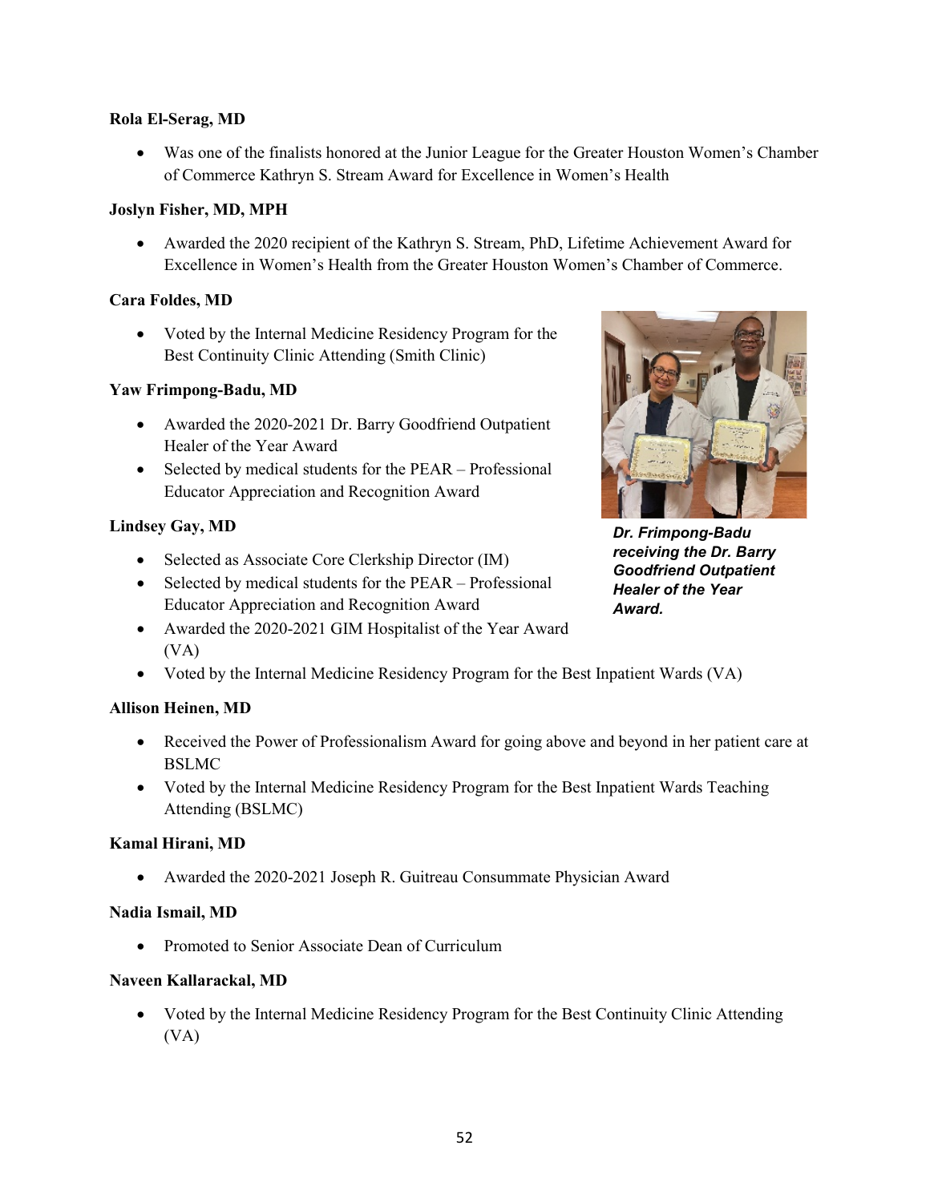**Rola El-Serag, MD**

- Was one of the finalists honored at the Junior League for the Greater Houston Women's Chamber of Commerce Kathryn S. Stream Award for Excellence in Women's Health

**Joslyn Fisher, MD, MPH**

- Awarded the 2020 recipient of the Kathryn S. Stream, PhD, Lifetime Achievement Award for Excellence in Women's Health from the Greater Houston Women's Chamber of Commerce.

**Cara Foldes, MD**

- Voted by the Internal Medicine Residency Program for the Best Continuity Clinic Attending (Smith Clinic)

**Yaw Frimpong-Badu, MD**

- Awarded the 2020-2021 Dr. Barry Goodfriend Outpatient Healer of the Year Award
- Selected by medical students for the PEAR – Professional Educator Appreciation and Recognition Award

***Dr. Frimpong-Badu receiving the Dr. Barry Goodfriend Outpatient Healer of the Year Award.***

**Lindsey Gay, MD**

- Selected as Associate Core Clerkship Director (IM)
- Selected by medical students for the PEAR – Professional Educator Appreciation and Recognition Award
- Awarded the 2020-2021 GIM Hospitalist of the Year Award (VA)
- Voted by the Internal Medicine Residency Program for the Best Inpatient Wards (VA)

**Allison Heinen, MD**

- Received the Power of Professionalism Award for going above and beyond in her patient care at BSLMC
- Voted by the Internal Medicine Residency Program for the Best Inpatient Wards Teaching Attending (BSLMC)

**Kamal Hirani, MD**

- Awarded the 2020-2021 Joseph R. Guitreau Consummate Physician Award

**Nadia Ismail, MD**

- Promoted to Senior Associate Dean of Curriculum

**Naveen Kallarackal, MD**

- Voted by the Internal Medicine Residency Program for the Best Continuity Clinic Attending (VA)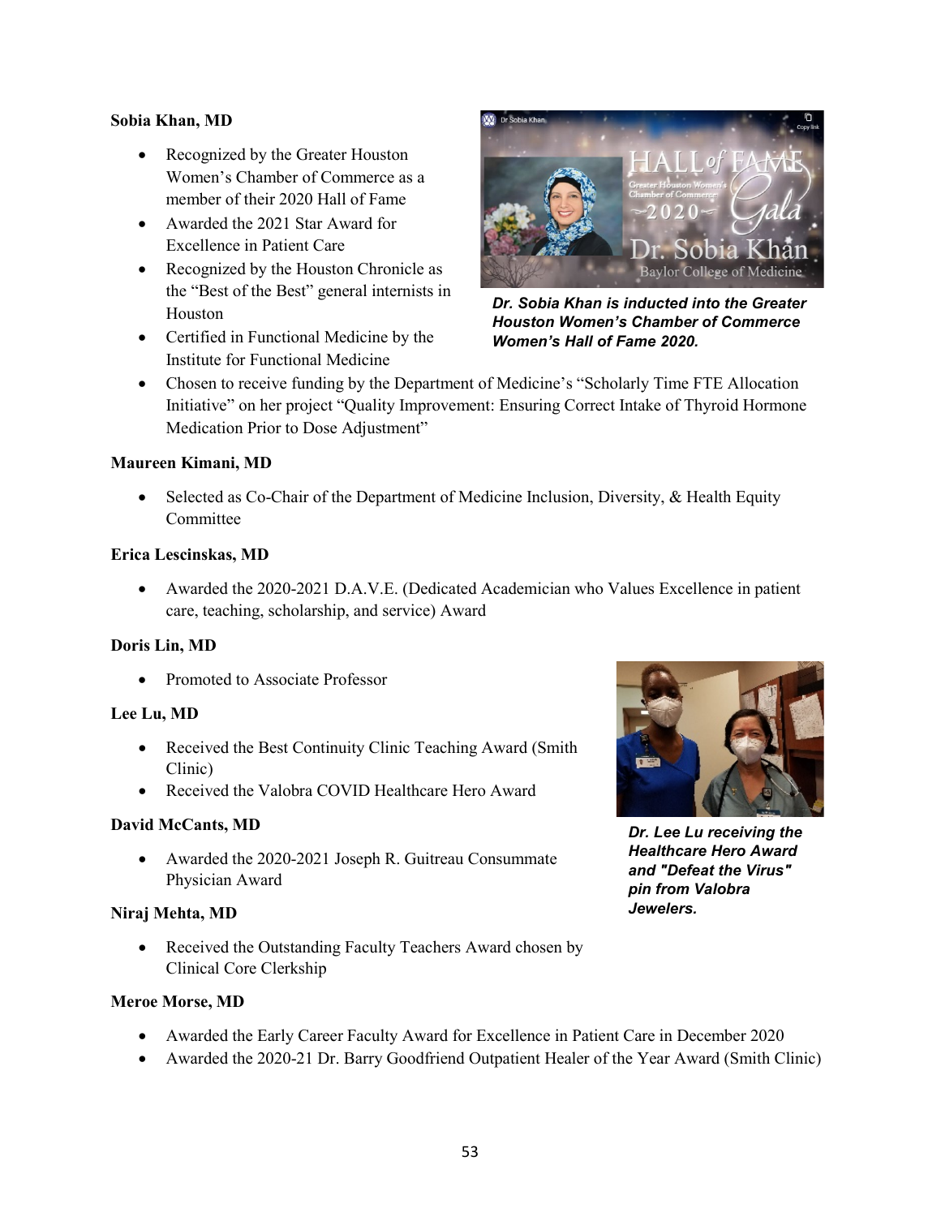**Sobia Khan, MD**

- Recognized by the Greater Houston Women's Chamber of Commerce as a member of their 2020 Hall of Fame
- Awarded the 2021 Star Award for Excellence in Patient Care
- Recognized by the Houston Chronicle as the "Best of the Best" general internists in Houston
- Certified in Functional Medicine by the Institute for Functional Medicine
- Chosen to receive funding by the Department of Medicine's "Scholarly Time FTE Allocation Initiative" on her project "Quality Improvement: Ensuring Correct Intake of Thyroid Hormone Medication Prior to Dose Adjustment"

***Dr. Sobia Khan is inducted into the Greater Houston Women's Chamber of Commerce Women's Hall of Fame 2020.***

**Maureen Kimani, MD**

- Selected as Co-Chair of the Department of Medicine Inclusion, Diversity, & Health Equity Committee

**Erica Lescinskas, MD**

- Awarded the 2020-2021 D.A.V.E. (Dedicated Academician who Values Excellence in patient care, teaching, scholarship, and service) Award

**Doris Lin, MD**

- Promoted to Associate Professor

**Lee Lu, MD**

- Received the Best Continuity Clinic Teaching Award (Smith Clinic)
- Received the Valobra COVID Healthcare Hero Award

***Dr. Lee Lu receiving the Healthcare Hero Award and "Defeat the Virus" pin from Valobra Jewelers.***

**David McCants, MD**

- Awarded the 2020-2021 Joseph R. Guitreau Consummate Physician Award

**Niraj Mehta, MD**

- Received the Outstanding Faculty Teachers Award chosen by Clinical Core Clerkship

**Meroe Morse, MD**

- Awarded the Early Career Faculty Award for Excellence in Patient Care in December 2020
- Awarded the 2020-21 Dr. Barry Goodfriend Outpatient Healer of the Year Award (Smith Clinic)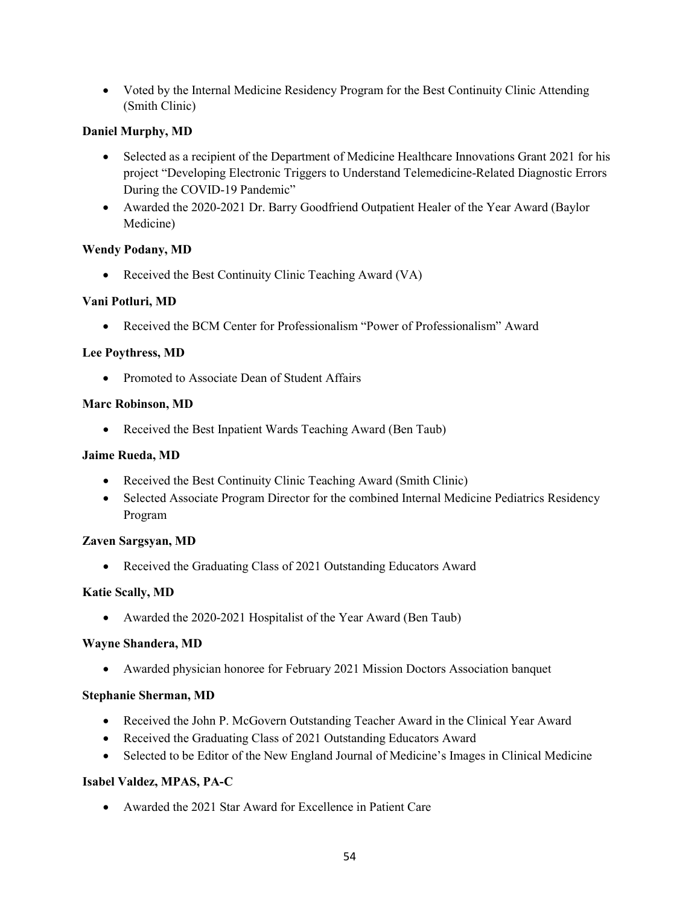- Voted by the Internal Medicine Residency Program for the Best Continuity Clinic Attending (Smith Clinic)

**Daniel Murphy, MD**

- Selected as a recipient of the Department of Medicine Healthcare Innovations Grant 2021 for his project "Developing Electronic Triggers to Understand Telemedicine-Related Diagnostic Errors During the COVID-19 Pandemic"
- Awarded the 2020-2021 Dr. Barry Goodfriend Outpatient Healer of the Year Award (Baylor Medicine)

**Wendy Podany, MD**

- Received the Best Continuity Clinic Teaching Award (VA)

**Vani Potluri, MD**

- Received the BCM Center for Professionalism "Power of Professionalism" Award

**Lee Poythress, MD**

- Promoted to Associate Dean of Student Affairs

**Marc Robinson, MD**

- Received the Best Inpatient Wards Teaching Award (Ben Taub)

**Jaime Rueda, MD**

- Received the Best Continuity Clinic Teaching Award (Smith Clinic)
- Selected Associate Program Director for the combined Internal Medicine Pediatrics Residency Program

**Zaven Sargsyan, MD**

- Received the Graduating Class of 2021 Outstanding Educators Award

**Katie Scally, MD**

- Awarded the 2020-2021 Hospitalist of the Year Award (Ben Taub)

**Wayne Shandera, MD**

- Awarded physician honoree for February 2021 Mission Doctors Association banquet

**Stephanie Sherman, MD**

- Received the John P. McGovern Outstanding Teacher Award in the Clinical Year Award
- Received the Graduating Class of 2021 Outstanding Educators Award
- Selected to be Editor of the New England Journal of Medicine's Images in Clinical Medicine

**Isabel Valdez, MPAS, PA-C**

- Awarded the 2021 Star Award for Excellence in Patient Care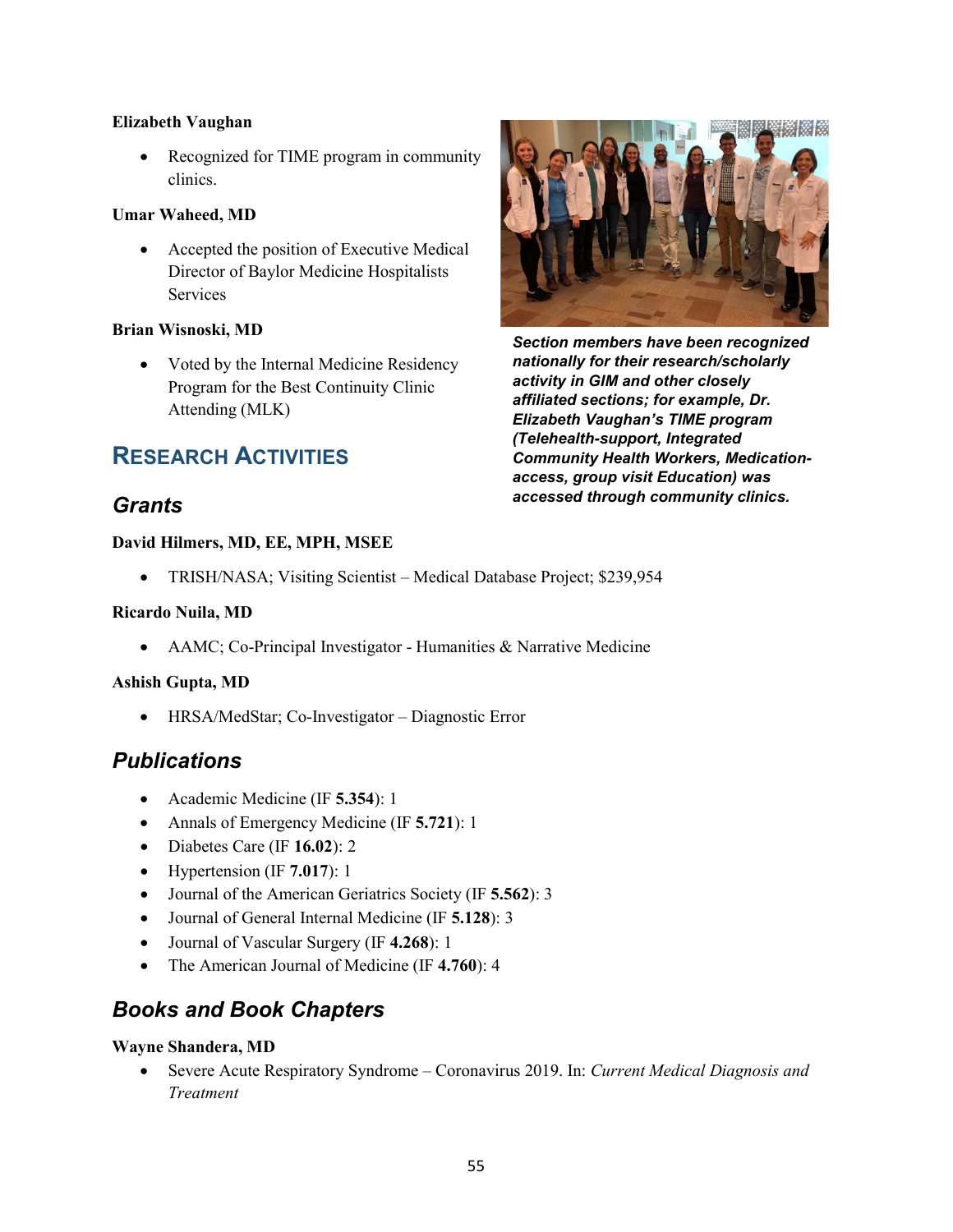**Elizabeth Vaughan**

- Recognized for TIME program in community clinics.

**Umar Waheed, MD**

- Accepted the position of Executive Medical Director of Baylor Medicine Hospitalists Services

**Brian Wisnoski, MD**

- Voted by the Internal Medicine Residency Program for the Best Continuity Clinic Attending (MLK)

***Section members have been recognized nationally for their research/scholarly activity in GIM and other closely affiliated sections; for example, Dr. Elizabeth Vaughan's TIME program (Telehealth-support, Integrated Community Health Workers, Medication-access, group visit Education) was accessed through community clinics.***

## RESEARCH ACTIVITIES

### *Grants*

**David Hilmers, MD, EE, MPH, MSEE**

- TRISH/NASA; Visiting Scientist – Medical Database Project; $239,954

**Ricardo Nuila, MD**

- AAMC; Co-Principal Investigator - Humanities & Narrative Medicine

**Ashish Gupta, MD**

- HRSA/MedStar; Co-Investigator – Diagnostic Error

### *Publications*

- Academic Medicine (IF **5.354**): 1
- Annals of Emergency Medicine (IF **5.721**): 1
- Diabetes Care (IF **16.02**): 2
- Hypertension (IF **7.017**): 1
- Journal of the American Geriatrics Society (IF **5.562**): 3
- Journal of General Internal Medicine (IF **5.128**): 3
- Journal of Vascular Surgery (IF **4.268**): 1
- The American Journal of Medicine (IF **4.760**): 4

### *Books and Book Chapters*

**Wayne Shandera, MD**

- Severe Acute Respiratory Syndrome – Coronavirus 2019. In: *Current Medical Diagnosis and Treatment*